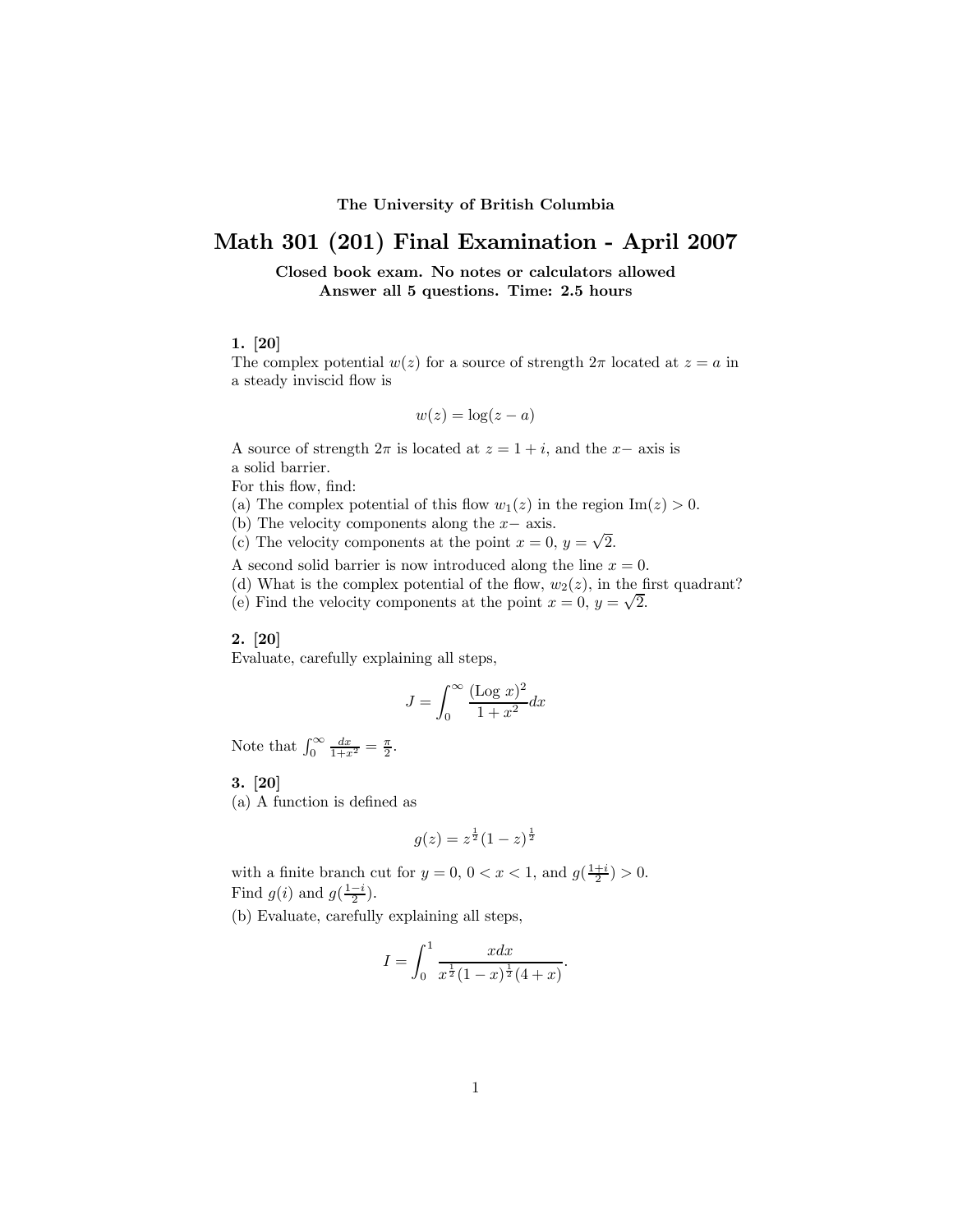**The University of British Columbia**

# Math 301 (201) Final Examination - April 2007

**Closed book exam. No notes or calculators allowed**
**Answer all 5 questions. Time: 2.5 hours**

**1. [20]**
The complex potential $w(z)$ for a source of strength $2\pi$ located at $z = a$ in a steady inviscid flow is

$$w(z) = \log(z - a)$$

A source of strength $2\pi$ is located at $z = 1 + i$, and the $x-$ axis is a solid barrier.
For this flow, find:
(a) The complex potential of this flow $w_1(z)$ in the region $\text{Im}(z) > 0$.
(b) The velocity components along the $x-$ axis.
(c) The velocity components at the point $x = 0$, $y = \sqrt{2}$.
A second solid barrier is now introduced along the line $x = 0$.
(d) What is the complex potential of the flow, $w_2(z)$, in the first quadrant?
(e) Find the velocity components at the point $x = 0$, $y = \sqrt{2}$.

**2. [20]**
Evaluate, carefully explaining all steps,

$$J = \int_0^\infty \frac{(\text{Log } x)^2}{1 + x^2} dx$$

Note that $\int_0^\infty \frac{dx}{1+x^2} = \frac{\pi}{2}$.

**3. [20]**
(a) A function is defined as

$$g(z) = z^{\frac{1}{2}}(1 - z)^{\frac{1}{2}}$$

with a finite branch cut for $y = 0$, $0 < x < 1$, and $g(\frac{1+i}{2}) > 0$.
Find $g(i)$ and $g(\frac{1-i}{2})$.
(b) Evaluate, carefully explaining all steps,

$$I = \int_0^1 \frac{x dx}{x^{\frac{1}{2}}(1 - x)^{\frac{1}{2}}(4 + x)}.$$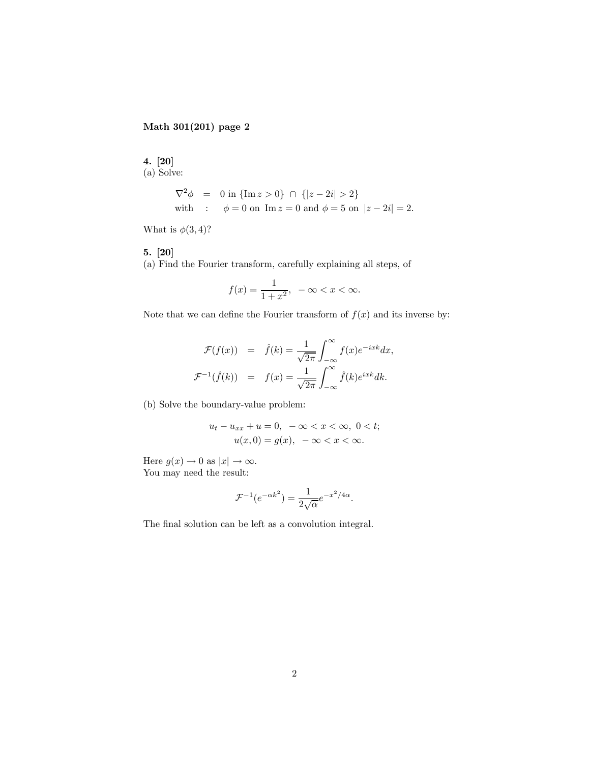**Math 301(201) page 2**

**4. [20]**
(a) Solve:

$$\begin{aligned}
\nabla^2 \phi &= 0 \text{ in } \{\operatorname{Im} z > 0\} \cap \{|z - 2i| > 2\} \\
\text{with} &: \quad \phi = 0 \text{ on } \operatorname{Im} z = 0 \text{ and } \phi = 5 \text{ on } |z - 2i| = 2.
\end{aligned}$$

What is $\phi(3, 4)$?

**5. [20]**
(a) Find the Fourier transform, carefully explaining all steps, of

$$f(x) = \frac{1}{1 + x^2}, \quad -\infty < x < \infty.$$

Note that we can define the Fourier transform of $f(x)$ and its inverse by:

$$\begin{aligned}
\mathcal{F}(f(x)) &= \hat{f}(k) = \frac{1}{\sqrt{2\pi}} \int_{-\infty}^{\infty} f(x) e^{-ixk} dx, \\
\mathcal{F}^{-1}(\hat{f}(k)) &= f(x) = \frac{1}{\sqrt{2\pi}} \int_{-\infty}^{\infty} \hat{f}(k) e^{ixk} dk.
\end{aligned}$$

(b) Solve the boundary-value problem:

$$\begin{gathered}
u_t - u_{xx} + u = 0, \quad -\infty < x < \infty, \ 0 < t; \\
u(x, 0) = g(x), \quad -\infty < x < \infty.
\end{gathered}$$

Here $g(x) \to 0$ as $|x| \to \infty$.
You may need the result:

$$\mathcal{F}^{-1}(e^{-\alpha k^2}) = \frac{1}{2\sqrt{\alpha}} e^{-x^2/4\alpha}.$$

The final solution can be left as a convolution integral.